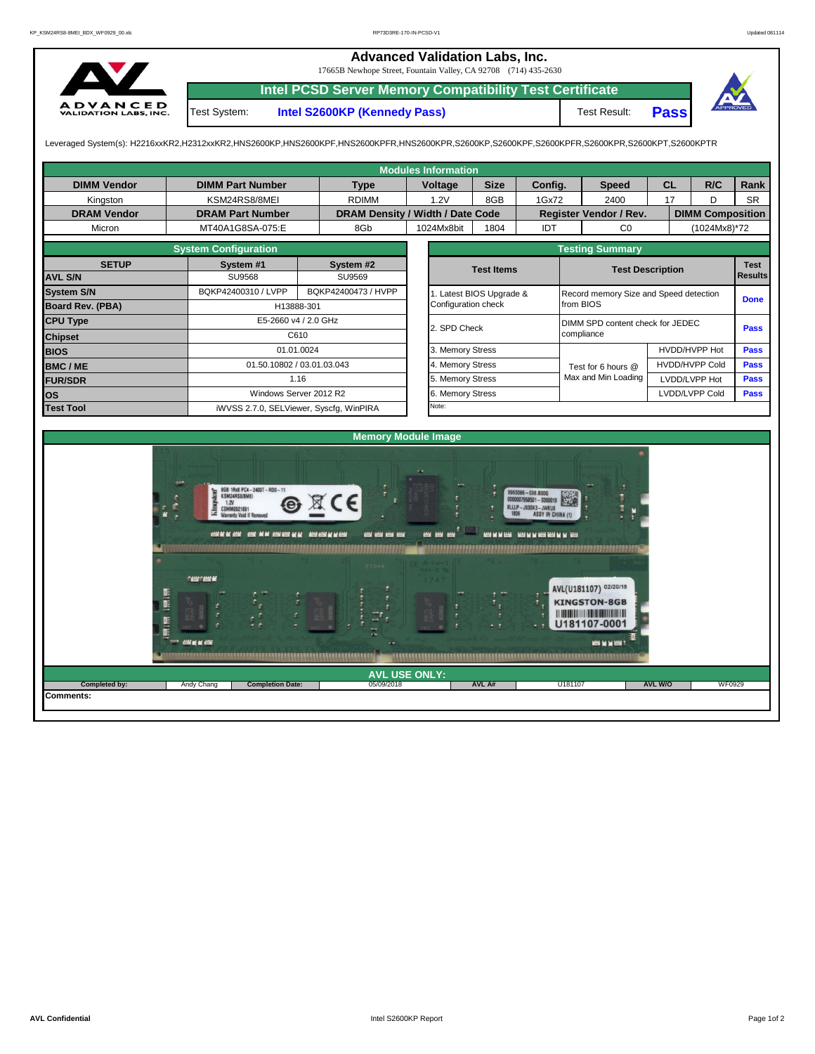# Advanced Validation Labs, Inc.

17665B Newhope Street, Fountain Valley, CA 92708 (714) 435-2630

## Intel PCSD Server Memory Compatibility Test Certificate

Test System: **Intel S2600KP (Kennedy Pass)** Test Result: **Pass**

Leveraged System(s): H2216xxKR2,H2312xxKR2,HNS2600KP,HNS2600KPF,HNS2600KPFR,HNS2600KPR,S2600KP,S2600KPF,S2600KPFR,S2600KPR,S2600KPT,S2600KPTR

### Modules Information

| DIMM Vendor | DIMM Part Number | Type | Voltage | Size | Config. | Speed | CL | R/C | Rank |
|---|---|---|---|---|---|---|---|---|---|
| Kingston | KSM24RS8/8MEI | RDIMM | 1.2V | 8GB | 1Gx72 | 2400 | 17 | D | SR |
| **DRAM Vendor** | **DRAM Part Number** | **DRAM Density / Width / Date Code** | | | **Register Vendor / Rev.** | | **DIMM Composition** | | |
| Micron | MT40A1G8SA-075:E | 8Gb | 1024Mx8bit | 1804 | IDT | C0 | (1024Mx8)*72 | | |

### System Configuration

| SETUP | System #1 | System #2 |
|---|---|---|
| AVL S/N | SU9568 | SU9569 |
| System S/N | BQKP42400310 / LVPP | BQKP42400473 / HVPP |
| Board Rev. (PBA) | H13888-301 | |
| CPU Type | E5-2660 v4 / 2.0 GHz | |
| Chipset | C610 | |
| BIOS | 01.01.0024 | |
| BMC / ME | 01.50.10802 / 03.01.03.043 | |
| FUR/SDR | 1.16 | |
| OS | Windows Server 2012 R2 | |
| Test Tool | iWVSS 2.7.0, SELViewer, Syscfg, WinPIRA | |

### Testing Summary

| Test Items | Test Description | | Test Results |
|---|---|---|---|
| 1. Latest BIOS Upgrade & Configuration check | Record memory Size and Speed detection from BIOS | | Done |
| 2. SPD Check | DIMM SPD content check for JEDEC compliance | | Pass |
| 3. Memory Stress | Test for 6 hours @ Max and Min Loading | HVDD/HVPP Hot | Pass |
| 4. Memory Stress | | HVDD/HVPP Cold | Pass |
| 5. Memory Stress | | LVDD/LVPP Hot | Pass |
| 6. Memory Stress | | LVDD/LVPP Cold | Pass |

Note:

### Memory Module Image

### AVL USE ONLY:

| Completed by: | Andy Chang | Completion Date: | 05/09/2018 | AVL A# | U181107 | AVL W/O | WF0929 |
|---|---|---|---|---|---|---|---|

Comments: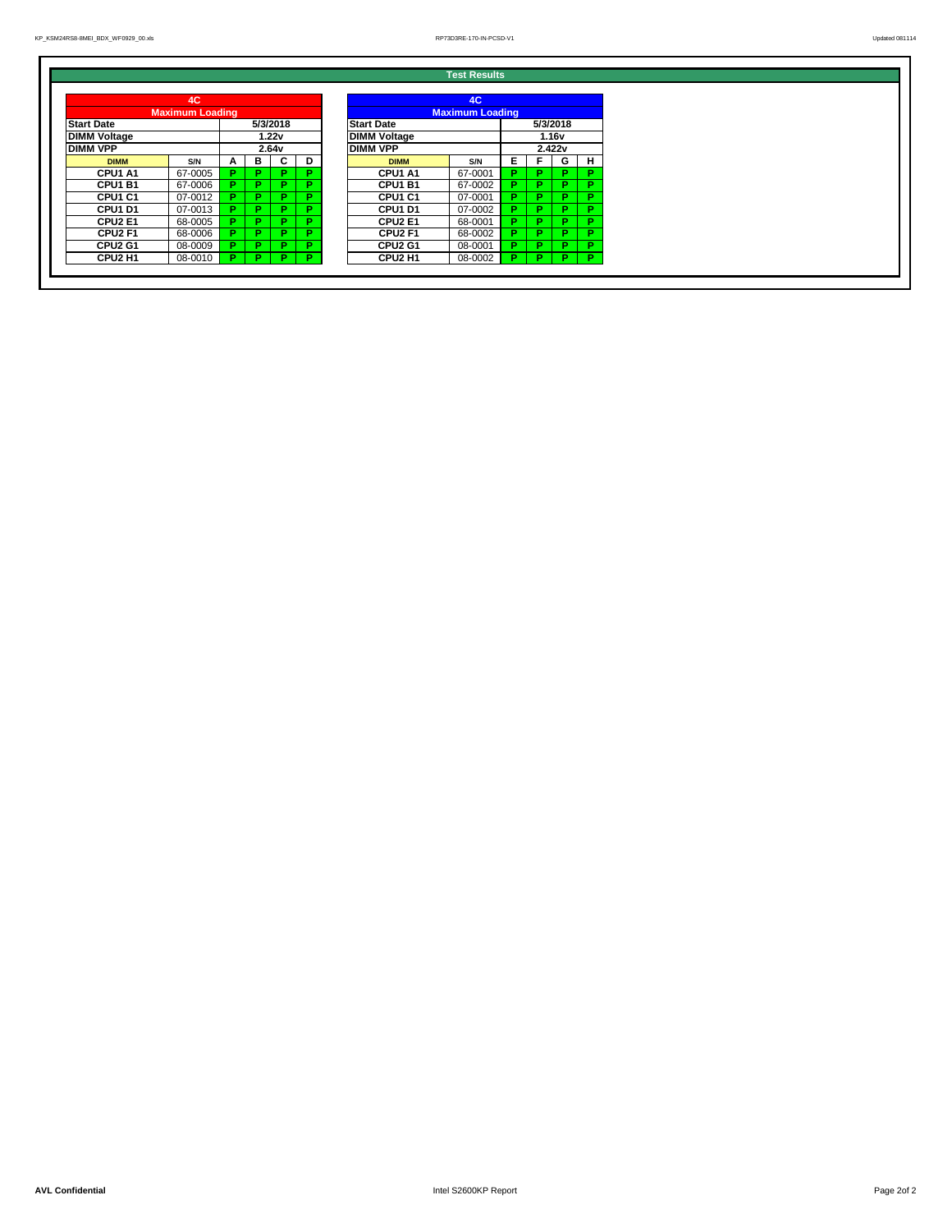## Test Results

| 4C Maximum Loading | | | | | |
|---|---|---|---|---|---|
| Start Date | | 5/3/2018 | | | |
| DIMM Voltage | | 1.22v | | | |
| DIMM VPP | | 2.64v | | | |
| DIMM | S/N | A | B | C | D |
| CPU1 A1 | 67-0005 | P | P | P | P |
| CPU1 B1 | 67-0006 | P | P | P | P |
| CPU1 C1 | 07-0012 | P | P | P | P |
| CPU1 D1 | 07-0013 | P | P | P | P |
| CPU2 E1 | 68-0005 | P | P | P | P |
| CPU2 F1 | 68-0006 | P | P | P | P |
| CPU2 G1 | 08-0009 | P | P | P | P |
| CPU2 H1 | 08-0010 | P | P | P | P |

| 4C Maximum Loading | | | | | |
|---|---|---|---|---|---|
| Start Date | | 5/3/2018 | | | |
| DIMM Voltage | | 1.16v | | | |
| DIMM VPP | | 2.422v | | | |
| DIMM | S/N | E | F | G | H |
| CPU1 A1 | 67-0001 | P | P | P | P |
| CPU1 B1 | 67-0002 | P | P | P | P |
| CPU1 C1 | 07-0001 | P | P | P | P |
| CPU1 D1 | 07-0002 | P | P | P | P |
| CPU2 E1 | 68-0001 | P | P | P | P |
| CPU2 F1 | 68-0002 | P | P | P | P |
| CPU2 G1 | 08-0001 | P | P | P | P |
| CPU2 H1 | 08-0002 | P | P | P | P |